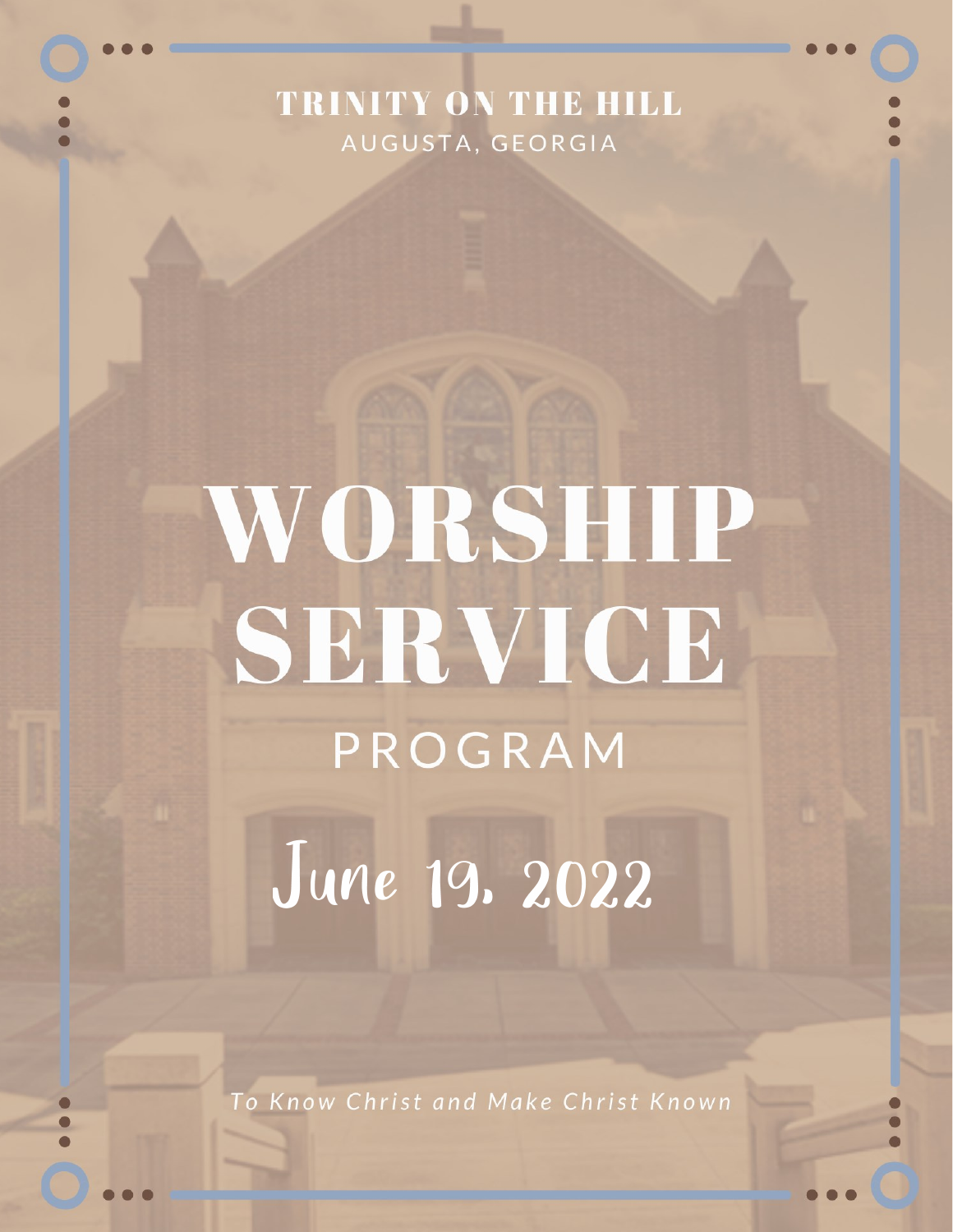TRINITY ON THE HILL

AUGUSTA, GEORGIA

# WORSHIP SERVICE

## PROGRAM

## June 19, 2022

*To Know Christ and Make Christ Known*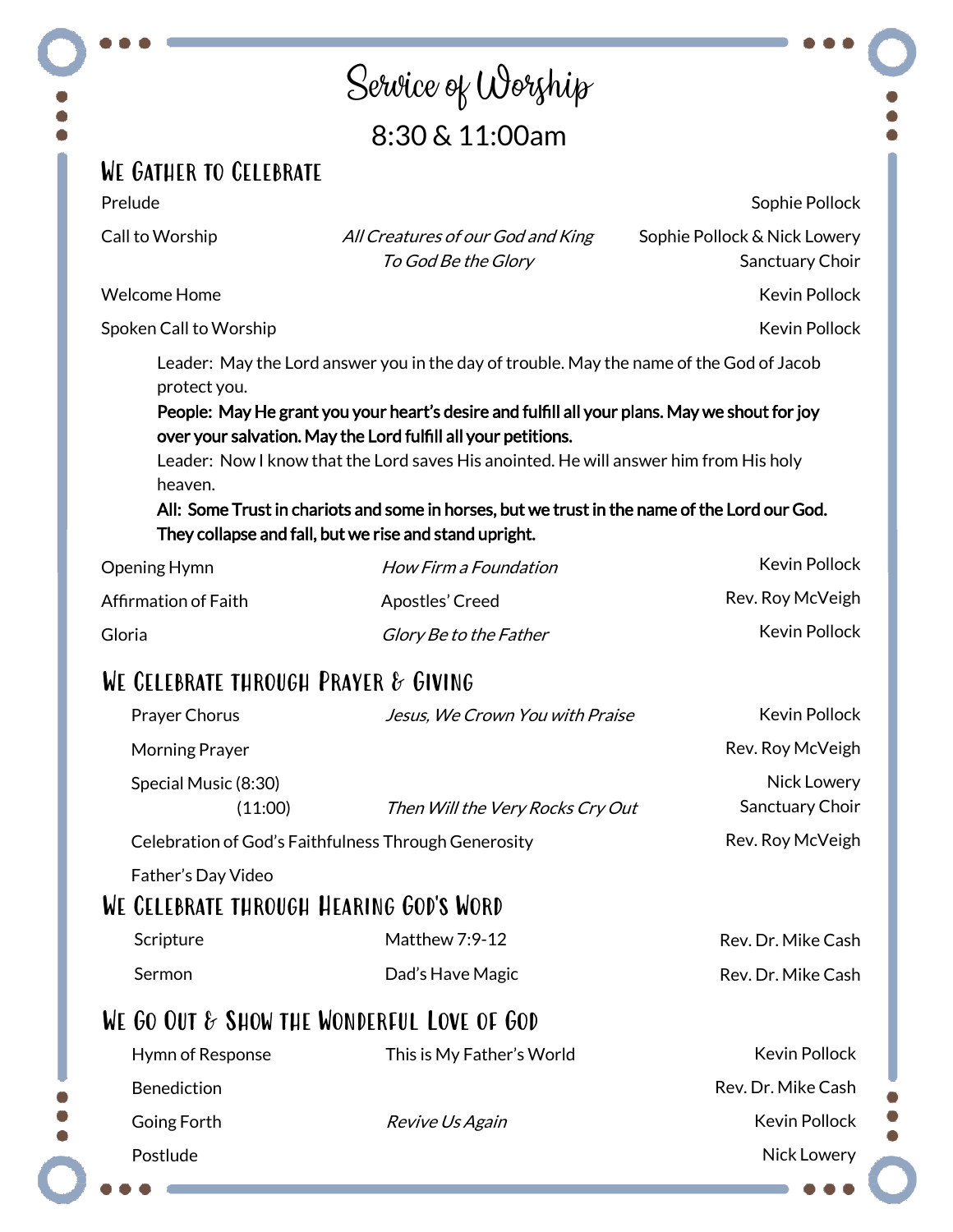# Service of Worship

## 8:30 & 11:00am

## We Gather to Celebrate

| | | |
|---|---|---|
| Prelude | | Sophie Pollock |
| Call to Worship | *All Creatures of our God and King* | Sophie Pollock & Nick Lowery |
| | *To God Be the Glory* | Sanctuary Choir |
| Welcome Home | | Kevin Pollock |
| Spoken Call to Worship | | Kevin Pollock |

Leader: May the Lord answer you in the day of trouble. May the name of the God of Jacob protect you.

**People: May He grant you your heart's desire and fulfill all your plans. May we shout for joy over your salvation. May the Lord fulfill all your petitions.**

Leader: Now I know that the Lord saves His anointed. He will answer him from His holy heaven.

**All: Some Trust in chariots and some in horses, but we trust in the name of the Lord our God. They collapse and fall, but we rise and stand upright.**

| | | |
|---|---|---|
| Opening Hymn | *How Firm a Foundation* | Kevin Pollock |
| Affirmation of Faith | Apostles' Creed | Rev. Roy McVeigh |
| Gloria | *Glory Be to the Father* | Kevin Pollock |

## We Celebrate through Prayer & Giving

| | | |
|---|---|---|
| Prayer Chorus | *Jesus, We Crown You with Praise* | Kevin Pollock |
| Morning Prayer | | Rev. Roy McVeigh |
| Special Music (8:30) | | Nick Lowery |
| (11:00) | *Then Will the Very Rocks Cry Out* | Sanctuary Choir |
| Celebration of God's Faithfulness Through Generosity | | Rev. Roy McVeigh |
| Father's Day Video | | |

## We Celebrate through Hearing God's Word

| | | |
|---|---|---|
| Scripture | Matthew 7:9-12 | Rev. Dr. Mike Cash |
| Sermon | Dad's Have Magic | Rev. Dr. Mike Cash |

## We Go Out & Show the Wonderful Love of God

| | | |
|---|---|---|
| Hymn of Response | This is My Father's World | Kevin Pollock |
| Benediction | | Rev. Dr. Mike Cash |
| Going Forth | *Revive Us Again* | Kevin Pollock |
| Postlude | | Nick Lowery |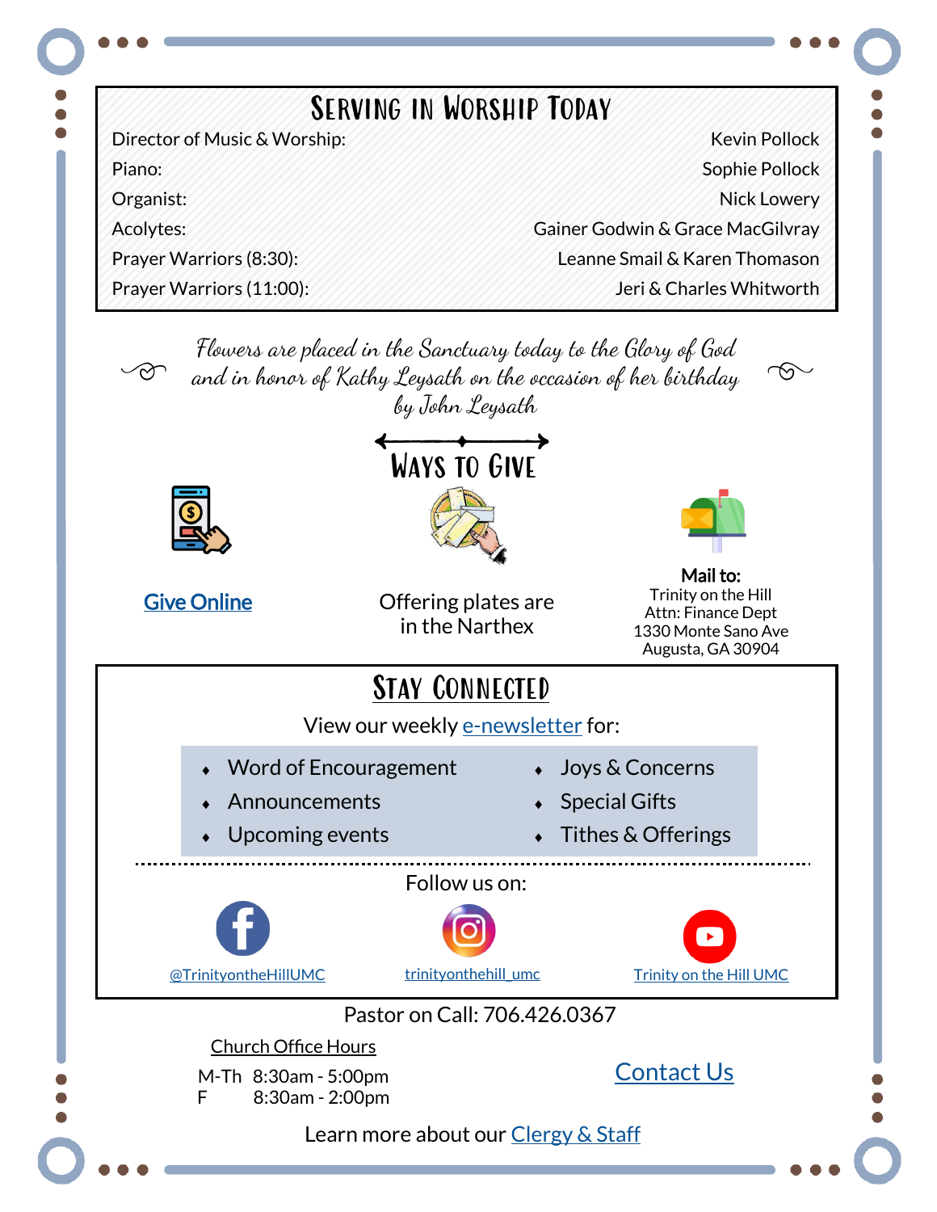## Serving in Worship Today

| | |
|---|---|
| Director of Music & Worship: | Kevin Pollock |
| Piano: | Sophie Pollock |
| Organist: | Nick Lowery |
| Acolytes: | Gainer Godwin & Grace MacGilvray |
| Prayer Warriors (8:30): | Leanne Smail & Karen Thomason |
| Prayer Warriors (11:00): | Jeri & Charles Whitworth |

*Flowers are placed in the Sanctuary today to the Glory of God and in honor of Kathy Leysath on the occasion of her birthday by John Leysath*

## Ways to Give

Give Online

Offering plates are in the Narthex

**Mail to:**
Trinity on the Hill
Attn: Finance Dept
1330 Monte Sano Ave
Augusta, GA 30904

## Stay Connected

View our weekly e-newsletter for:

- Word of Encouragement
- Announcements
- Upcoming events
- Joys & Concerns
- Special Gifts
- Tithes & Offerings

Follow us on:

@TrinityontheHillUMC

trinityonthehill_umc

Trinity on the Hill UMC

Pastor on Call: 706.426.0367

Church Office Hours

M-Th 8:30am - 5:00pm
F 8:30am - 2:00pm

Contact Us

Learn more about our Clergy & Staff